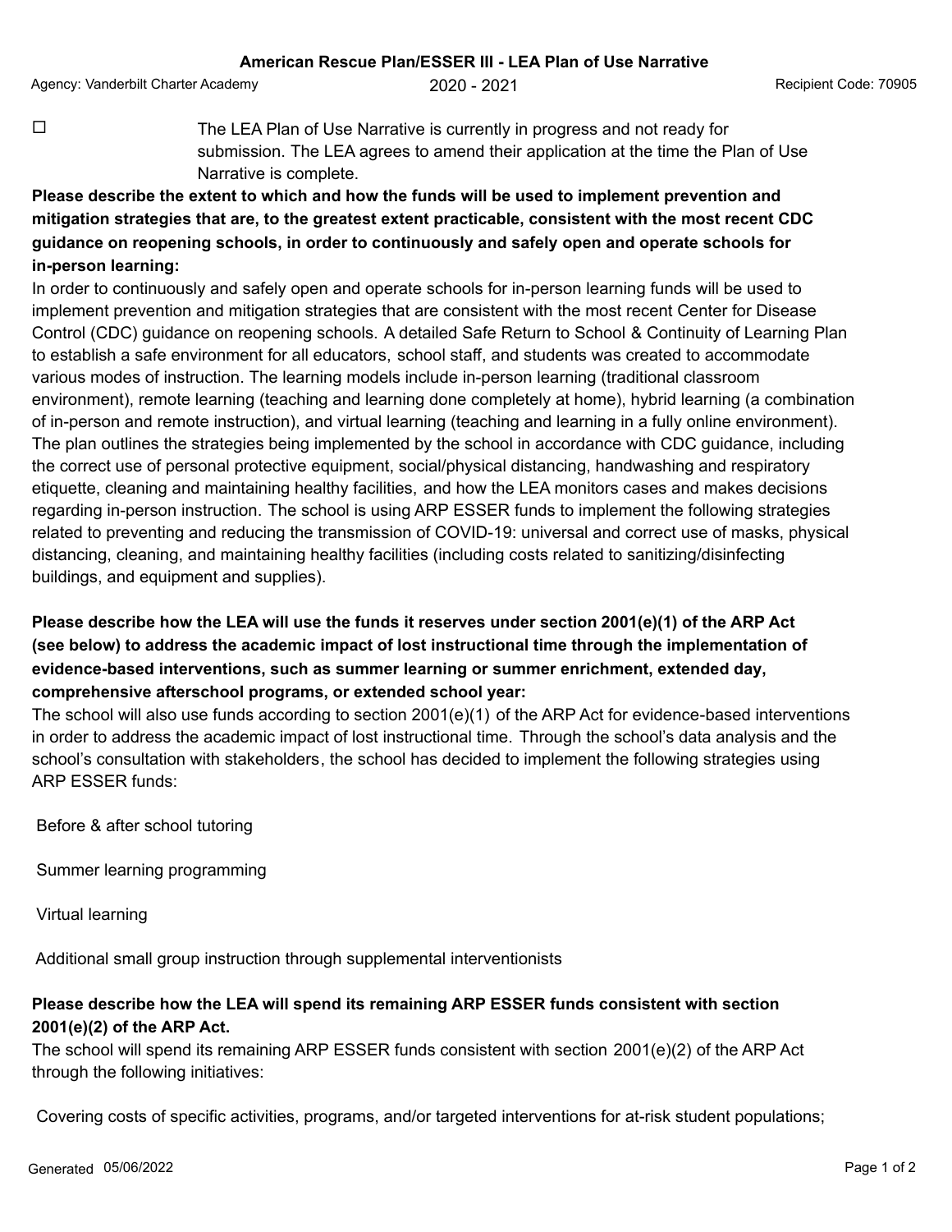# American Rescue Plan/ESSER III - LEA Plan of Use Narrative

Agency: Vanderbilt Charter Academy | 2020 - 2021 | Recipient Code: 70905

☐ The LEA Plan of Use Narrative is currently in progress and not ready for submission. The LEA agrees to amend their application at the time the Plan of Use Narrative is complete.

**Please describe the extent to which and how the funds will be used to implement prevention and mitigation strategies that are, to the greatest extent practicable, consistent with the most recent CDC guidance on reopening schools, in order to continuously and safely open and operate schools for in-person learning:**

In order to continuously and safely open and operate schools for in-person learning funds will be used to implement prevention and mitigation strategies that are consistent with the most recent Center for Disease Control (CDC) guidance on reopening schools. A detailed Safe Return to School & Continuity of Learning Plan to establish a safe environment for all educators, school staff, and students was created to accommodate various modes of instruction. The learning models include in-person learning (traditional classroom environment), remote learning (teaching and learning done completely at home), hybrid learning (a combination of in-person and remote instruction), and virtual learning (teaching and learning in a fully online environment). The plan outlines the strategies being implemented by the school in accordance with CDC guidance, including the correct use of personal protective equipment, social/physical distancing, handwashing and respiratory etiquette, cleaning and maintaining healthy facilities, and how the LEA monitors cases and makes decisions regarding in-person instruction. The school is using ARP ESSER funds to implement the following strategies related to preventing and reducing the transmission of COVID-19: universal and correct use of masks, physical distancing, cleaning, and maintaining healthy facilities (including costs related to sanitizing/disinfecting buildings, and equipment and supplies).

**Please describe how the LEA will use the funds it reserves under section 2001(e)(1) of the ARP Act (see below) to address the academic impact of lost instructional time through the implementation of evidence-based interventions, such as summer learning or summer enrichment, extended day, comprehensive afterschool programs, or extended school year:**

The school will also use funds according to section 2001(e)(1) of the ARP Act for evidence-based interventions in order to address the academic impact of lost instructional time. Through the school's data analysis and the school's consultation with stakeholders, the school has decided to implement the following strategies using ARP ESSER funds:

Before & after school tutoring

Summer learning programming

Virtual learning

Additional small group instruction through supplemental interventionists

**Please describe how the LEA will spend its remaining ARP ESSER funds consistent with section 2001(e)(2) of the ARP Act.**

The school will spend its remaining ARP ESSER funds consistent with section 2001(e)(2) of the ARP Act through the following initiatives:

Covering costs of specific activities, programs, and/or targeted interventions for at-risk student populations;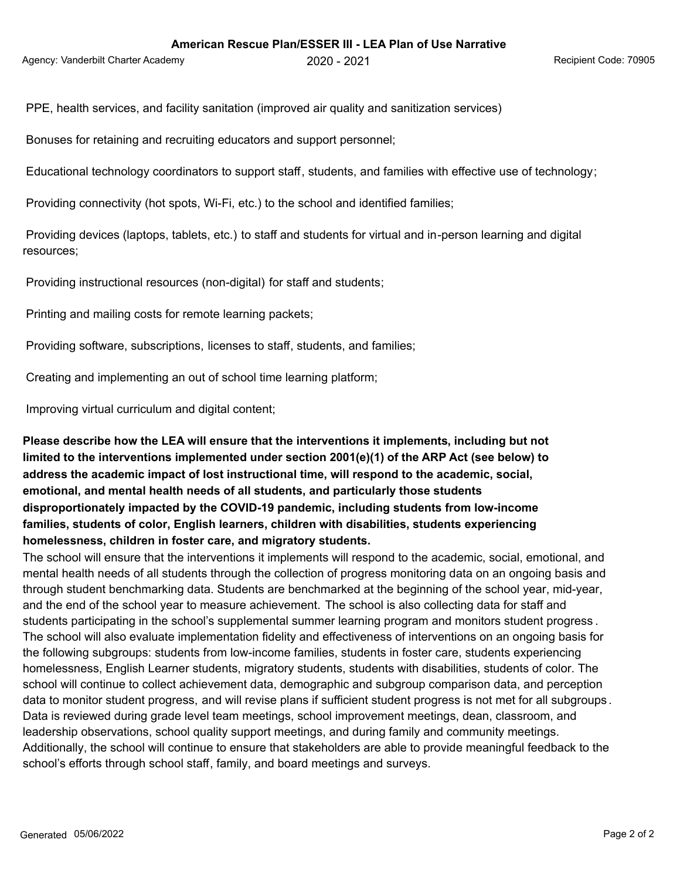PPE, health services, and facility sanitation (improved air quality and sanitization services)

Bonuses for retaining and recruiting educators and support personnel;

Educational technology coordinators to support staff, students, and families with effective use of technology;

Providing connectivity (hot spots, Wi-Fi, etc.) to the school and identified families;

Providing devices (laptops, tablets, etc.) to staff and students for virtual and in-person learning and digital resources;

Providing instructional resources (non-digital) for staff and students;

Printing and mailing costs for remote learning packets;

Providing software, subscriptions, licenses to staff, students, and families;

Creating and implementing an out of school time learning platform;

Improving virtual curriculum and digital content;

**Please describe how the LEA will ensure that the interventions it implements, including but not limited to the interventions implemented under section 2001(e)(1) of the ARP Act (see below) to address the academic impact of lost instructional time, will respond to the academic, social, emotional, and mental health needs of all students, and particularly those students disproportionately impacted by the COVID-19 pandemic, including students from low-income families, students of color, English learners, children with disabilities, students experiencing homelessness, children in foster care, and migratory students.**

The school will ensure that the interventions it implements will respond to the academic, social, emotional, and mental health needs of all students through the collection of progress monitoring data on an ongoing basis and through student benchmarking data. Students are benchmarked at the beginning of the school year, mid-year, and the end of the school year to measure achievement. The school is also collecting data for staff and students participating in the school's supplemental summer learning program and monitors student progress. The school will also evaluate implementation fidelity and effectiveness of interventions on an ongoing basis for the following subgroups: students from low-income families, students in foster care, students experiencing homelessness, English Learner students, migratory students, students with disabilities, students of color. The school will continue to collect achievement data, demographic and subgroup comparison data, and perception data to monitor student progress, and will revise plans if sufficient student progress is not met for all subgroups. Data is reviewed during grade level team meetings, school improvement meetings, dean, classroom, and leadership observations, school quality support meetings, and during family and community meetings. Additionally, the school will continue to ensure that stakeholders are able to provide meaningful feedback to the school's efforts through school staff, family, and board meetings and surveys.